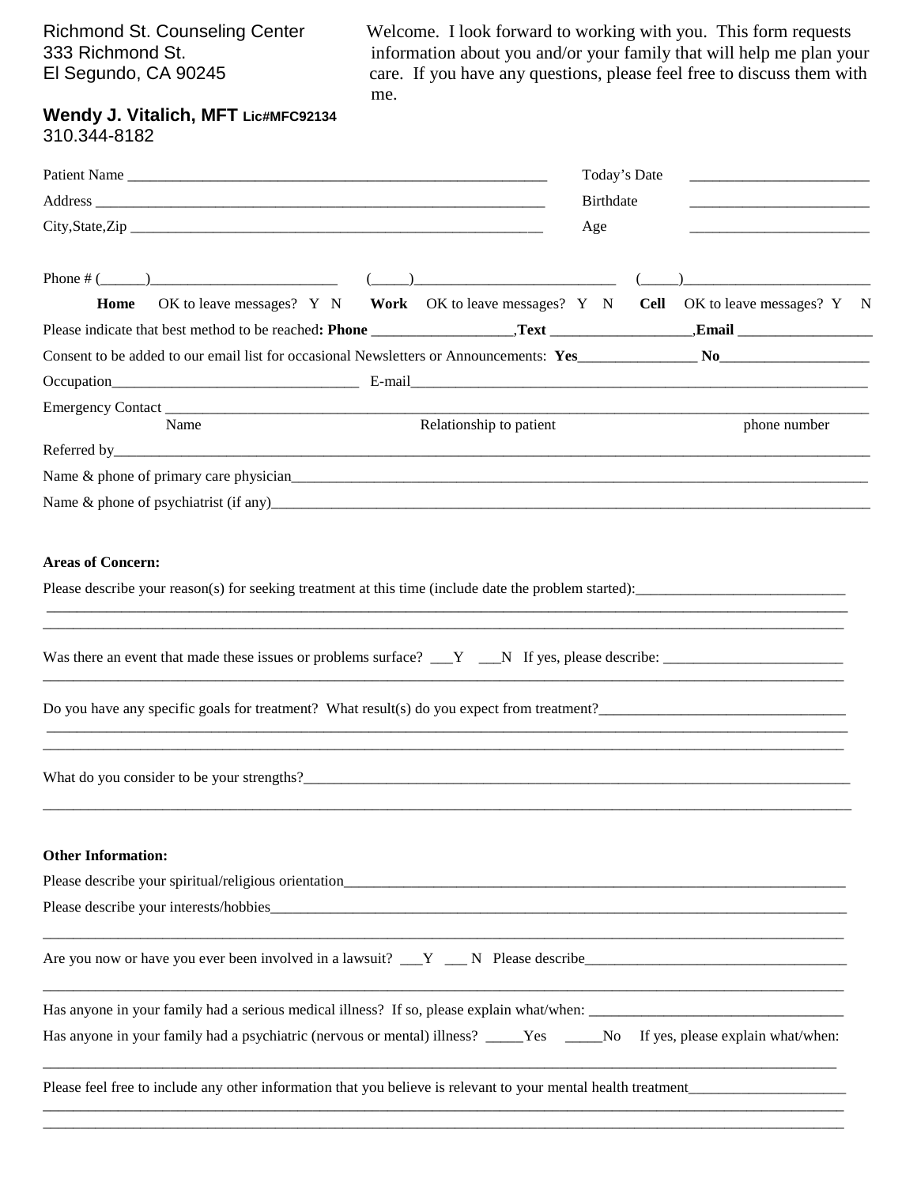Richmond St. Counseling Center
333 Richmond St.
El Segundo, CA 90245

**Wendy J. Vitalich, MFT** **Lic#MFC92134**
310.344-8182

Welcome. I look forward to working with you. This form requests information about you and/or your family that will help me plan your care. If you have any questions, please feel free to discuss them with me.

Patient Name ________________________________________________ Today's Date ______________________

Address ________________________________________________ Birthdate ______________________

City,State,Zip ________________________________________________ Age ______________________

Phone # (______)______________________ (_____)______________________ (_____)______________________

**Home** OK to leave messages? Y N **Work** OK to leave messages? Y N **Cell** OK to leave messages? Y N

Please indicate that best method to be reached**: Phone** ________________,**Text** ________________,**Email** ________________

Consent to be added to our email list for occasional Newsletters or Announcements: **Yes**______________ **No**________________

Occupation______________________________ E-mail________________________________________________

Emergency Contact ______________________________________________________________________________
Name Relationship to patient phone number

Referred by______________________________________________________________________________

Name & phone of primary care physician____________________________________________________________

Name & phone of psychiatrist (if any)______________________________________________________________

**Areas of Concern:**

Please describe your reason(s) for seeking treatment at this time (include date the problem started):________________________
______________________________________________________________________________
______________________________________________________________________________

Was there an event that made these issues or problems surface? ___Y ___N If yes, please describe: ______________________
______________________________________________________________________________

Do you have any specific goals for treatment? What result(s) do you expect from treatment?____________________________
______________________________________________________________________________
______________________________________________________________________________

What do you consider to be your strengths?_______________________________________________________________
______________________________________________________________________________

**Other Information:**

Please describe your spiritual/religious orientation_______________________________________________________

Please describe your interests/hobbies_____________________________________________________________
______________________________________________________________________________

Are you now or have you ever been involved in a lawsuit? ___Y ___ N Please describe______________________________
______________________________________________________________________________

Has anyone in your family had a serious medical illness? If so, please explain what/when: ______________________________

Has anyone in your family had a psychiatric (nervous or mental) illness? _____Yes _____No If yes, please explain what/when:
______________________________________________________________________________

Please feel free to include any other information that you believe is relevant to your mental health treatment__________________
______________________________________________________________________________
______________________________________________________________________________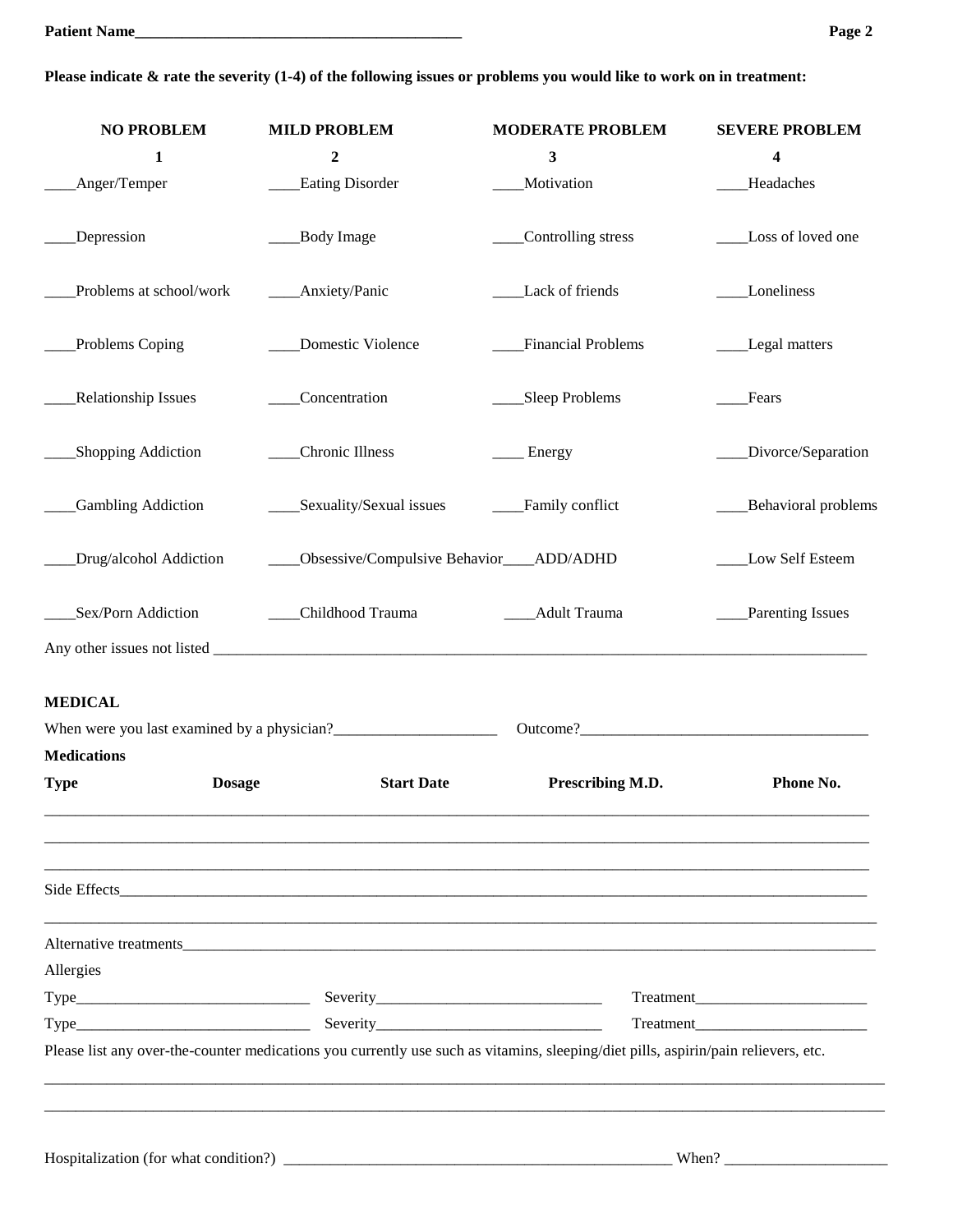**Patient Name\_\_\_\_\_\_\_\_\_\_\_\_\_\_\_\_\_\_\_\_\_\_\_\_\_\_\_\_\_\_\_\_\_\_\_\_\_\_\_\_\_\_**

**Please indicate & rate the severity (1-4) of the following issues or problems you would like to work on in treatment:**

| NO PROBLEM 1 | MILD PROBLEM 2 | MODERATE PROBLEM 3 | SEVERE PROBLEM 4 |
|---|---|---|---|
| \_\_\_\_Anger/Temper | \_\_\_\_Eating Disorder | \_\_\_\_Motivation | \_\_\_\_Headaches |
| \_\_\_\_Depression | \_\_\_\_Body Image | \_\_\_\_Controlling stress | \_\_\_\_Loss of loved one |
| \_\_\_\_Problems at school/work | \_\_\_\_Anxiety/Panic | \_\_\_\_Lack of friends | \_\_\_\_Loneliness |
| \_\_\_\_Problems Coping | \_\_\_\_Domestic Violence | \_\_\_\_Financial Problems | \_\_\_\_Legal matters |
| \_\_\_\_Relationship Issues | \_\_\_\_Concentration | \_\_\_\_Sleep Problems | \_\_\_\_Fears |
| \_\_\_\_Shopping Addiction | \_\_\_\_Chronic Illness | \_\_\_\_ Energy | \_\_\_\_Divorce/Separation |
| \_\_\_\_Gambling Addiction | \_\_\_\_Sexuality/Sexual issues | \_\_\_\_Family conflict | \_\_\_\_Behavioral problems |
| \_\_\_\_Drug/alcohol Addiction | \_\_\_\_Obsessive/Compulsive Behavior | \_\_\_\_ADD/ADHD | \_\_\_\_Low Self Esteem |
| \_\_\_\_Sex/Porn Addiction | \_\_\_\_Childhood Trauma | \_\_\_\_Adult Trauma | \_\_\_\_Parenting Issues |

Any other issues not listed \_\_\_\_\_\_\_\_\_\_\_\_\_\_\_\_\_\_\_\_\_\_\_\_\_\_\_\_\_\_\_\_\_\_\_\_\_\_\_\_\_\_\_\_\_\_\_\_\_\_\_\_\_\_\_\_\_\_\_\_

**MEDICAL**

When were you last examined by a physician?\_\_\_\_\_\_\_\_\_\_\_\_\_\_\_\_\_\_\_\_\_ Outcome?\_\_\_\_\_\_\_\_\_\_\_\_\_\_\_\_\_\_\_\_\_\_\_\_\_\_\_\_\_\_\_\_\_\_\_\_\_

**Medications**

| Type | Dosage | Start Date | Prescribing M.D. | Phone No. |
|---|---|---|---|---|
| | | | | |
| | | | | |
| | | | | |

Side Effects\_\_\_\_\_\_\_\_\_\_\_\_\_\_\_\_\_\_\_\_\_\_\_\_\_\_\_\_\_\_\_\_\_\_\_\_\_\_\_\_\_\_\_\_\_\_\_\_\_\_\_\_\_\_\_\_\_\_\_\_\_\_\_\_\_\_\_\_\_\_\_\_\_\_\_\_

\_\_\_\_\_\_\_\_\_\_\_\_\_\_\_\_\_\_\_\_\_\_\_\_\_\_\_\_\_\_\_\_\_\_\_\_\_\_\_\_\_\_\_\_\_\_\_\_\_\_\_\_\_\_\_\_\_\_\_\_\_\_\_\_\_\_\_\_\_\_\_\_\_\_\_\_\_\_\_\_\_\_\_\_

Alternative treatments\_\_\_\_\_\_\_\_\_\_\_\_\_\_\_\_\_\_\_\_\_\_\_\_\_\_\_\_\_\_\_\_\_\_\_\_\_\_\_\_\_\_\_\_\_\_\_\_\_\_\_\_\_\_\_\_\_\_\_\_\_\_\_\_\_\_\_\_\_\_

Allergies

Type\_\_\_\_\_\_\_\_\_\_\_\_\_\_\_\_\_\_\_\_\_\_\_\_\_\_\_\_\_\_ Severity\_\_\_\_\_\_\_\_\_\_\_\_\_\_\_\_\_\_\_\_\_\_\_\_\_\_\_\_\_ Treatment\_\_\_\_\_\_\_\_\_\_\_\_\_\_\_\_\_\_\_\_\_\_

Type\_\_\_\_\_\_\_\_\_\_\_\_\_\_\_\_\_\_\_\_\_\_\_\_\_\_\_\_\_\_ Severity\_\_\_\_\_\_\_\_\_\_\_\_\_\_\_\_\_\_\_\_\_\_\_\_\_\_\_\_\_ Treatment\_\_\_\_\_\_\_\_\_\_\_\_\_\_\_\_\_\_\_\_\_\_

Please list any over-the-counter medications you currently use such as vitamins, sleeping/diet pills, aspirin/pain relievers, etc.

\_\_\_\_\_\_\_\_\_\_\_\_\_\_\_\_\_\_\_\_\_\_\_\_\_\_\_\_\_\_\_\_\_\_\_\_\_\_\_\_\_\_\_\_\_\_\_\_\_\_\_\_\_\_\_\_\_\_\_\_\_\_\_\_\_\_\_\_\_\_\_\_\_\_\_\_\_\_\_\_\_\_\_\_

\_\_\_\_\_\_\_\_\_\_\_\_\_\_\_\_\_\_\_\_\_\_\_\_\_\_\_\_\_\_\_\_\_\_\_\_\_\_\_\_\_\_\_\_\_\_\_\_\_\_\_\_\_\_\_\_\_\_\_\_\_\_\_\_\_\_\_\_\_\_\_\_\_\_\_\_\_\_\_\_\_\_\_\_

Hospitalization (for what condition?) \_\_\_\_\_\_\_\_\_\_\_\_\_\_\_\_\_\_\_\_\_\_\_\_\_\_\_\_\_\_\_\_\_\_\_\_\_\_\_\_\_\_\_\_\_\_\_\_\_\_\_ When? \_\_\_\_\_\_\_\_\_\_\_\_\_\_\_\_\_\_\_\_\_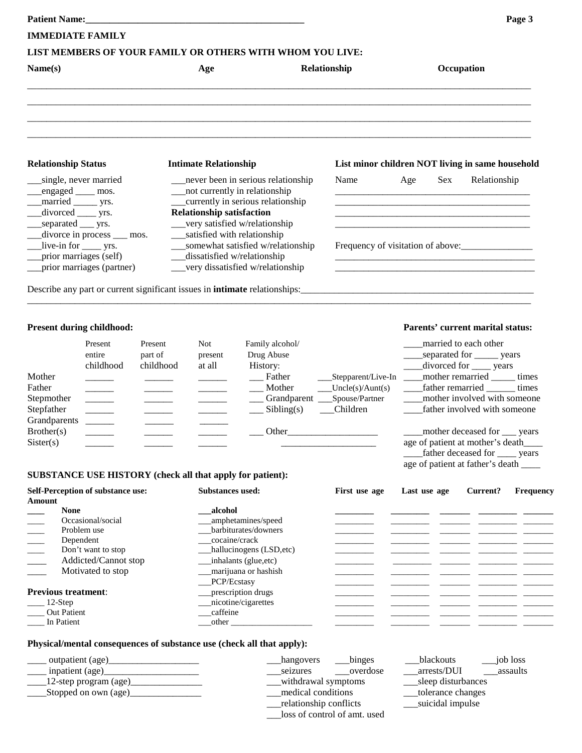**Patient Name:\_\_\_\_\_\_\_\_\_\_\_\_\_\_\_\_\_\_\_\_\_\_\_\_\_\_\_\_\_\_\_\_\_\_\_\_\_\_\_\_\_\_\_\_\_\_**

**IMMEDIATE FAMILY**

**LIST MEMBERS OF YOUR FAMILY OR OTHERS WITH WHOM YOU LIVE:**

| Name(s) | Age | Relationship | Occupation |
|---|---|---|---|
| | | | |
| | | | |
| | | | |
| | | | |

**Relationship Status**

- \_\_\_single, never married
- \_\_\_engaged \_\_\_\_ mos.
- \_\_\_married \_\_\_\_\_ yrs.
- \_\_\_divorced \_\_\_\_ yrs.
- \_\_\_separated \_\_\_ yrs.
- \_\_\_divorce in process \_\_\_ mos.
- \_\_\_live-in for \_\_\_\_ yrs.
- \_\_\_prior marriages (self)
- \_\_\_prior marriages (partner)

**Intimate Relationship**

- \_\_\_never been in serious relationship
- \_\_\_not currently in relationship
- \_\_\_currently in serious relationship

**Relationship satisfaction**

- \_\_\_very satisfied w/relationship
- \_\_\_satisfied with relationship
- \_\_\_somewhat satisfied w/relationship
- \_\_\_dissatisfied w/relationship
- \_\_\_very dissatisfied w/relationship

**List minor children NOT living in same household**

| Name | Age | Sex | Relationship |
|---|---|---|---|
| | | | |
| | | | |
| | | | |
| | | | |

Frequency of visitation of above:\_\_\_\_\_\_\_\_\_\_\_\_\_\_\_

\_\_\_\_\_\_\_\_\_\_\_\_\_\_\_\_\_\_\_\_\_\_\_\_\_\_\_\_\_\_\_\_\_\_\_\_\_\_\_\_\_\_

\_\_\_\_\_\_\_\_\_\_\_\_\_\_\_\_\_\_\_\_\_\_\_\_\_\_\_\_\_\_\_\_\_\_\_\_\_\_\_\_\_\_

Describe any part or current significant issues in **intimate** relationships:\_\_\_\_\_\_\_\_\_\_\_\_\_\_\_\_\_\_\_\_\_\_\_\_\_\_\_\_\_\_\_\_\_\_\_\_\_\_\_\_\_\_\_\_\_\_\_\_\_\_

\_\_\_\_\_\_\_\_\_\_\_\_\_\_\_\_\_\_\_\_\_\_\_\_\_\_\_\_\_\_\_\_\_\_\_\_\_\_\_\_\_\_\_\_\_\_\_\_\_\_\_\_\_\_\_\_\_\_\_\_\_\_\_\_\_\_\_\_\_\_\_\_\_\_\_\_\_\_\_\_\_\_\_\_\_\_\_\_\_\_\_\_\_\_\_\_\_\_\_\_

**Present during childhood:**

| | Present entire childhood | Present part of childhood | Not present at all |
|---|---|---|---|
| Mother | \_\_\_\_\_\_ | \_\_\_\_\_\_ | \_\_\_\_\_\_ |
| Father | \_\_\_\_\_\_ | \_\_\_\_\_\_ | \_\_\_\_\_\_ |
| Stepmother | \_\_\_\_\_\_ | \_\_\_\_\_\_ | \_\_\_\_\_\_ |
| Stepfather | \_\_\_\_\_\_ | \_\_\_\_\_\_ | \_\_\_\_\_\_ |
| Grandparents | \_\_\_\_\_\_ | \_\_\_\_\_\_ | \_\_\_\_\_\_ |
| Brother(s) | \_\_\_\_\_\_ | \_\_\_\_\_\_ | \_\_\_\_\_\_ |
| Sister(s) | \_\_\_\_\_\_ | \_\_\_\_\_\_ | \_\_\_\_\_\_ |

Family alcohol/ Drug Abuse History:

- \_\_\_ Father
- \_\_\_ Mother
- \_\_\_ Grandparent
- \_\_\_ Sibling(s)
- \_\_\_Stepparent/Live-In
- \_\_\_Uncle(s)/Aunt(s)
- \_\_\_Spouse/Partner
- \_\_\_Children
- \_\_\_ Other\_\_\_\_\_\_\_\_\_\_\_\_\_\_\_\_\_\_\_\_ \_\_\_\_\_\_\_\_\_\_\_\_\_\_\_\_\_\_\_\_

**Parents' current marital status:**

- \_\_\_\_married to each other
- \_\_\_\_separated for \_\_\_\_\_ years
- \_\_\_\_divorced for \_\_\_\_ years
- \_\_\_\_mother remarried \_\_\_\_\_ times
- \_\_\_\_father remarried \_\_\_\_\_\_ times
- \_\_\_\_mother involved with someone
- \_\_\_\_father involved with someone
- \_\_\_\_mother deceased for \_\_\_ years
- age of patient at mother's death\_\_\_\_
- \_\_\_\_father deceased for \_\_\_\_ years
- age of patient at father's death \_\_\_\_

**SUBSTANCE USE HISTORY (check all that apply for patient):**

**Self-Perception of substance use: Amount**

- \_\_\_\_ **None**
- \_\_\_\_ Occasional/social
- \_\_\_\_ Problem use
- \_\_\_\_ Dependent
- \_\_\_\_ Don't want to stop
- \_\_\_\_ Addicted/Cannot stop
- \_\_\_\_ Motivated to stop

**Previous treatment**:

- \_\_\_\_ 12-Step
- \_\_\_\_ Out Patient
- \_\_\_\_ In Patient

| Substances used: | First use age | Last use age | Current? | Frequency | |
|---|---|---|---|---|---|
| \_\_\_**alcohol** | | | | | |
| \_\_\_amphetamines/speed | | | | | |
| \_\_\_barbiturates/downers | | | | | |
| \_\_\_cocaine/crack | | | | | |
| \_\_\_hallucinogens (LSD,etc) | | | | | |
| \_\_\_inhalants (glue,etc) | | | | | |
| \_\_\_marijuana or hashish | | | | | |
| \_\_\_PCP/Ecstasy | | | | | |
| \_\_\_prescription drugs | | | | | |
| \_\_\_nicotine/cigarettes | | | | | |
| \_\_\_caffeine | | | | | |
| \_\_\_other \_\_\_\_\_\_\_\_\_\_\_\_\_\_\_\_\_\_\_ | | | | | |

**Physical/mental consequences of substance use (check all that apply):**

- \_\_\_\_ outpatient (age)\_\_\_\_\_\_\_\_\_\_\_\_\_\_\_\_\_\_\_
- \_\_\_\_ inpatient (age)\_\_\_\_\_\_\_\_\_\_\_\_\_\_\_\_\_\_\_\_
- \_\_\_\_12-step program (age)\_\_\_\_\_\_\_\_\_\_\_\_\_\_\_
- \_\_\_\_Stopped on own (age)\_\_\_\_\_\_\_\_\_\_\_\_\_\_\_

- \_\_\_hangovers
- \_\_\_binges
- \_\_\_blackouts
- \_\_\_job loss
- \_\_\_seizures
- \_\_\_overdose
- \_\_\_arrests/DUI
- \_\_\_assaults
- \_\_\_withdrawal symptoms
- \_\_\_sleep disturbances
- \_\_\_medical conditions
- \_\_\_tolerance changes
- \_\_\_relationship conflicts
- \_\_\_suicidal impulse
- \_\_\_loss of control of amt. used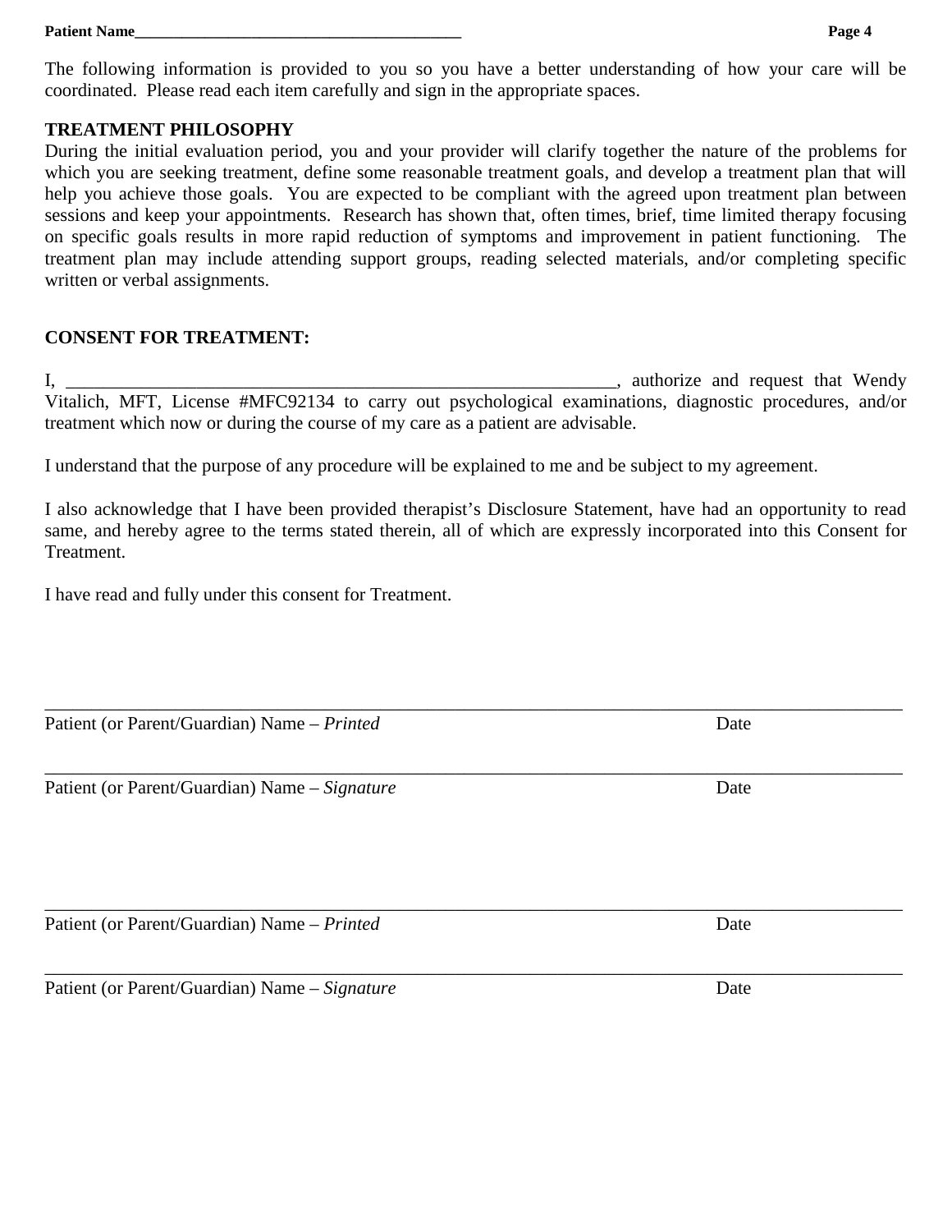Patient Name________________________________________

The following information is provided to you so you have a better understanding of how your care will be coordinated. Please read each item carefully and sign in the appropriate spaces.

**TREATMENT PHILOSOPHY**

During the initial evaluation period, you and your provider will clarify together the nature of the problems for which you are seeking treatment, define some reasonable treatment goals, and develop a treatment plan that will help you achieve those goals. You are expected to be compliant with the agreed upon treatment plan between sessions and keep your appointments. Research has shown that, often times, brief, time limited therapy focusing on specific goals results in more rapid reduction of symptoms and improvement in patient functioning. The treatment plan may include attending support groups, reading selected materials, and/or completing specific written or verbal assignments.

**CONSENT FOR TREATMENT:**

I, ____________________________________________________________, authorize and request that Wendy Vitalich, MFT, License #MFC92134 to carry out psychological examinations, diagnostic procedures, and/or treatment which now or during the course of my care as a patient are advisable.

I understand that the purpose of any procedure will be explained to me and be subject to my agreement.

I also acknowledge that I have been provided therapist's Disclosure Statement, have had an opportunity to read same, and hereby agree to the terms stated therein, all of which are expressly incorporated into this Consent for Treatment.

I have read and fully under this consent for Treatment.

______________________________________________________________________________

Patient (or Parent/Guardian) Name – *Printed* Date

______________________________________________________________________________

Patient (or Parent/Guardian) Name – *Signature* Date

______________________________________________________________________________

Patient (or Parent/Guardian) Name – *Printed* Date

______________________________________________________________________________

Patient (or Parent/Guardian) Name – *Signature* Date